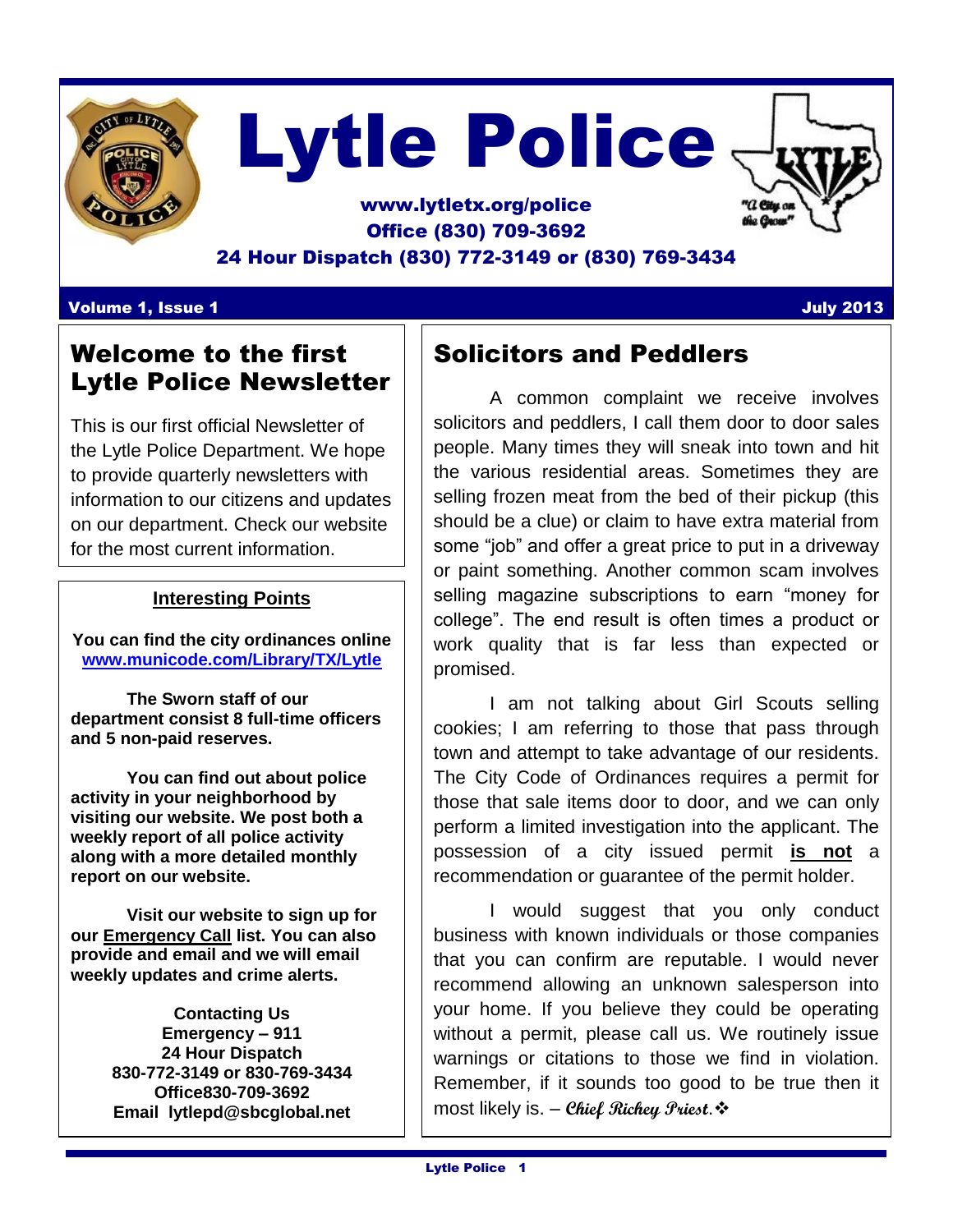# Lytle Police

**www.lytletx.org/police**
**Office (830) 709-3692**
**24 Hour Dispatch (830) 772-3149 or (830) 769-3434**

**Volume 1, Issue 1** | **July 2013**

## Welcome to the first Lytle Police Newsletter

This is our first official Newsletter of the Lytle Police Department. We hope to provide quarterly newsletters with information to our citizens and updates on our department. Check our website for the most current information.

### Interesting Points

**You can find the city ordinances online [www.municode.com/Library/TX/Lytle](www.municode.com/Library/TX/Lytle)**

**The Sworn staff of our department consist 8 full-time officers and 5 non-paid reserves.**

**You can find out about police activity in your neighborhood by visiting our website. We post both a weekly report of all police activity along with a more detailed monthly report on our website.**

**Visit our website to sign up for our Emergency Call list. You can also provide and email and we will email weekly updates and crime alerts.**

**Contacting Us**
**Emergency – 911**
**24 Hour Dispatch**
**830-772-3149 or 830-769-3434**
**Office830-709-3692**
**Email lytlepd@sbcglobal.net**

## Solicitors and Peddlers

A common complaint we receive involves solicitors and peddlers, I call them door to door sales people. Many times they will sneak into town and hit the various residential areas. Sometimes they are selling frozen meat from the bed of their pickup (this should be a clue) or claim to have extra material from some "job" and offer a great price to put in a driveway or paint something. Another common scam involves selling magazine subscriptions to earn "money for college". The end result is often times a product or work quality that is far less than expected or promised.

I am not talking about Girl Scouts selling cookies; I am referring to those that pass through town and attempt to take advantage of our residents. The City Code of Ordinances requires a permit for those that sale items door to door, and we can only perform a limited investigation into the applicant. The possession of a city issued permit **is not** a recommendation or guarantee of the permit holder.

I would suggest that you only conduct business with known individuals or those companies that you can confirm are reputable. I would never recommend allowing an unknown salesperson into your home. If you believe they could be operating without a permit, please call us. We routinely issue warnings or citations to those we find in violation. Remember, if it sounds too good to be true then it most likely is. – ***Chief Richey Priest.***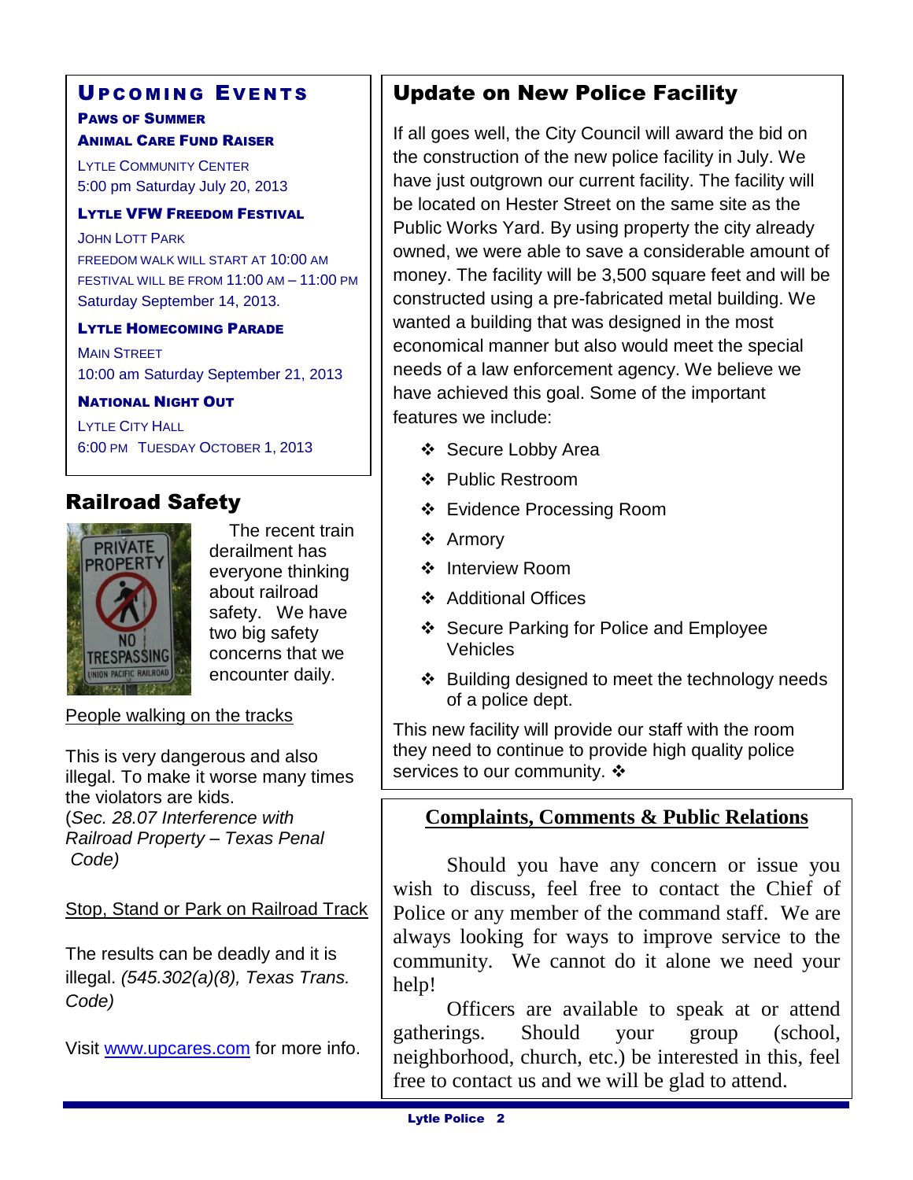## Upcoming Events

**Paws of Summer**

**Animal Care Fund Raiser**

Lytle Community Center
5:00 pm Saturday July 20, 2013

**Lytle VFW Freedom Festival**

John Lott Park
Freedom walk will start at 10:00 am
Festival will be from 11:00 am – 11:00 pm
Saturday September 14, 2013.

**Lytle Homecoming Parade**

Main Street
10:00 am Saturday September 21, 2013

**National Night Out**

Lytle City Hall
6:00 pm Tuesday October 1, 2013

## Railroad Safety

The recent train derailment has everyone thinking about railroad safety. We have two big safety concerns that we encounter daily.

People walking on the tracks

This is very dangerous and also illegal. To make it worse many times the violators are kids.
(*Sec. 28.07 Interference with Railroad Property – Texas Penal Code)*

Stop, Stand or Park on Railroad Track

The results can be deadly and it is illegal. *(545.302(a)(8), Texas Trans. Code)*

Visit www.upcares.com for more info.

## Update on New Police Facility

If all goes well, the City Council will award the bid on the construction of the new police facility in July. We have just outgrown our current facility. The facility will be located on Hester Street on the same site as the Public Works Yard. By using property the city already owned, we were able to save a considerable amount of money. The facility will be 3,500 square feet and will be constructed using a pre-fabricated metal building. We wanted a building that was designed in the most economical manner but also would meet the special needs of a law enforcement agency. We believe we have achieved this goal. Some of the important features we include:

- Secure Lobby Area
- Public Restroom
- Evidence Processing Room
- Armory
- Interview Room
- Additional Offices
- Secure Parking for Police and Employee Vehicles
- Building designed to meet the technology needs of a police dept.

This new facility will provide our staff with the room they need to continue to provide high quality police services to our community. ❖

## Complaints, Comments & Public Relations

Should you have any concern or issue you wish to discuss, feel free to contact the Chief of Police or any member of the command staff. We are always looking for ways to improve service to the community. We cannot do it alone we need your help!

Officers are available to speak at or attend gatherings. Should your group (school, neighborhood, church, etc.) be interested in this, feel free to contact us and we will be glad to attend.